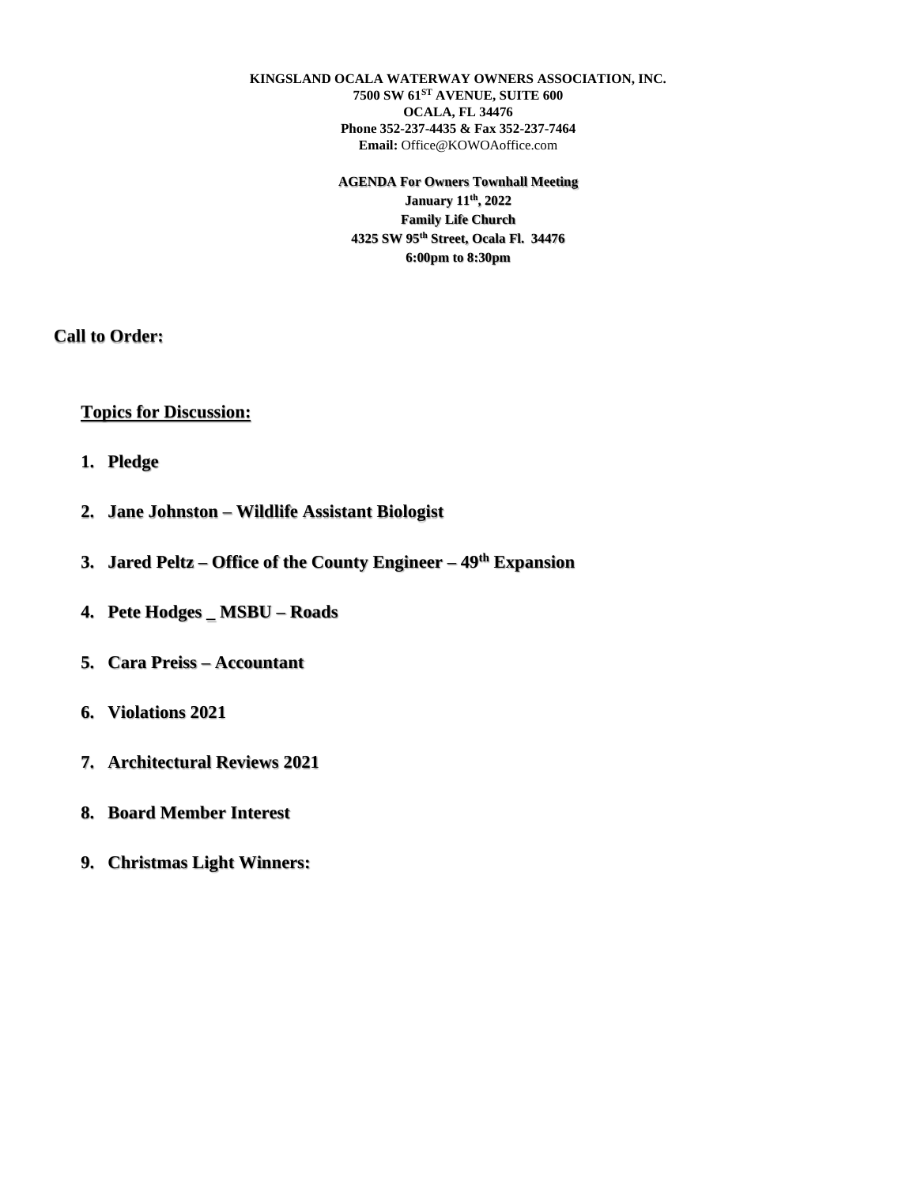**KINGSLAND OCALA WATERWAY OWNERS ASSOCIATION, INC.**
**7500 SW 61$^{ST}$ AVENUE, SUITE 600**
**OCALA, FL 34476**
**Phone 352-237-4435 & Fax 352-237-7464**
**Email:** Office@KOWOAoffice.com

**AGENDA For Owners Townhall Meeting**
**January 11$^{th}$, 2022**
**Family Life Church**
**4325 SW 95$^{th}$ Street, Ocala Fl. 34476**
**6:00pm to 8:30pm**

**Call to Order:**

**Topics for Discussion:**

1. **Pledge**
2. **Jane Johnston – Wildlife Assistant Biologist**
3. **Jared Peltz – Office of the County Engineer – 49$^{th}$ Expansion**
4. **Pete Hodges _ MSBU – Roads**
5. **Cara Preiss – Accountant**
6. **Violations 2021**
7. **Architectural Reviews 2021**
8. **Board Member Interest**
9. **Christmas Light Winners:**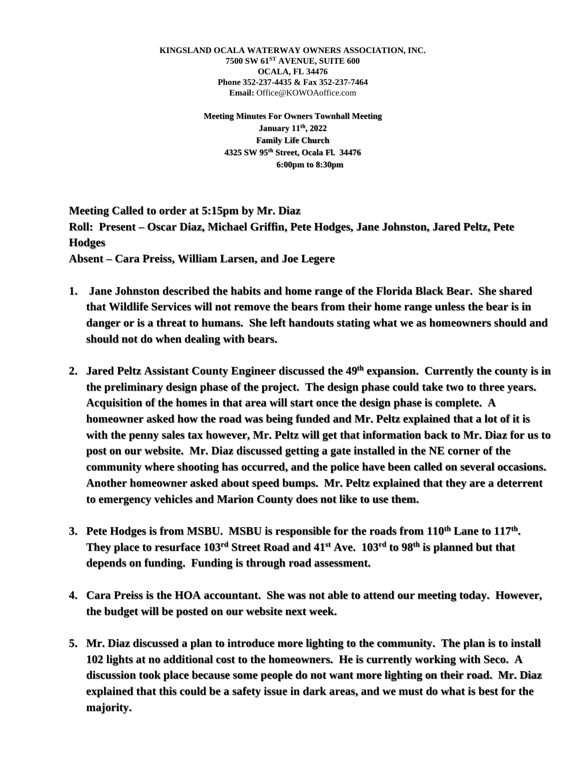**KINGSLAND OCALA WATERWAY OWNERS ASSOCIATION, INC.**
**7500 SW 61$^{ST}$ AVENUE, SUITE 600**
**OCALA, FL 34476**
**Phone 352-237-4435 & Fax 352-237-7464**
**Email:** Office@KOWOAoffice.com

**Meeting Minutes For Owners Townhall Meeting**
**January 11$^{th}$, 2022**
**Family Life Church**
**4325 SW 95$^{th}$ Street, Ocala Fl. 34476**
**6:00pm to 8:30pm**

**Meeting Called to order at 5:15pm by Mr. Diaz**
**Roll: Present – Oscar Diaz, Michael Griffin, Pete Hodges, Jane Johnston, Jared Peltz, Pete Hodges**
**Absent – Cara Preiss, William Larsen, and Joe Legere**

1. **Jane Johnston described the habits and home range of the Florida Black Bear. She shared that Wildlife Services will not remove the bears from their home range unless the bear is in danger or is a threat to humans. She left handouts stating what we as homeowners should and should not do when dealing with bears.**

2. **Jared Peltz Assistant County Engineer discussed the 49$^{th}$ expansion. Currently the county is in the preliminary design phase of the project. The design phase could take two to three years. Acquisition of the homes in that area will start once the design phase is complete. A homeowner asked how the road was being funded and Mr. Peltz explained that a lot of it is with the penny sales tax however, Mr. Peltz will get that information back to Mr. Diaz for us to post on our website. Mr. Diaz discussed getting a gate installed in the NE corner of the community where shooting has occurred, and the police have been called on several occasions. Another homeowner asked about speed bumps. Mr. Peltz explained that they are a deterrent to emergency vehicles and Marion County does not like to use them.**

3. **Pete Hodges is from MSBU. MSBU is responsible for the roads from 110$^{th}$ Lane to 117$^{th}$. They place to resurface 103$^{rd}$ Street Road and 41$^{st}$ Ave. 103$^{rd}$ to 98$^{th}$ is planned but that depends on funding. Funding is through road assessment.**

4. **Cara Preiss is the HOA accountant. She was not able to attend our meeting today. However, the budget will be posted on our website next week.**

5. **Mr. Diaz discussed a plan to introduce more lighting to the community. The plan is to install 102 lights at no additional cost to the homeowners. He is currently working with Seco. A discussion took place because some people do not want more lighting on their road. Mr. Diaz explained that this could be a safety issue in dark areas, and we must do what is best for the majority.**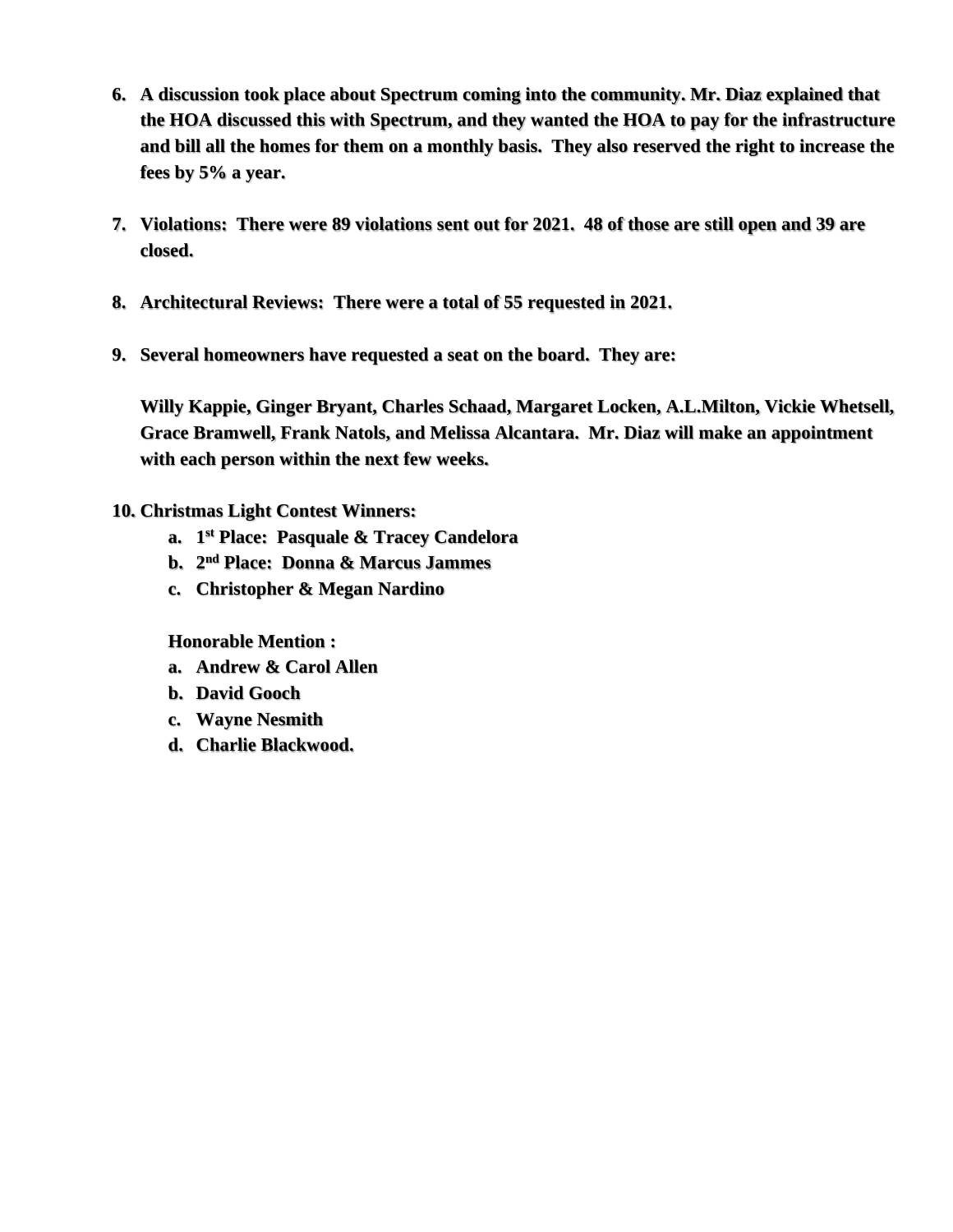6. **A discussion took place about Spectrum coming into the community. Mr. Diaz explained that the HOA discussed this with Spectrum, and they wanted the HOA to pay for the infrastructure and bill all the homes for them on a monthly basis. They also reserved the right to increase the fees by 5% a year.**

7. **Violations: There were 89 violations sent out for 2021. 48 of those are still open and 39 are closed.**

8. **Architectural Reviews: There were a total of 55 requested in 2021.**

9. **Several homeowners have requested a seat on the board. They are:**

   **Willy Kappie, Ginger Bryant, Charles Schaad, Margaret Locken, A.L.Milton, Vickie Whetsell, Grace Bramwell, Frank Natols, and Melissa Alcantara. Mr. Diaz will make an appointment with each person within the next few weeks.**

10. **Christmas Light Contest Winners:**
    a. **1st Place: Pasquale & Tracey Candelora**
    b. **2nd Place: Donna & Marcus Jammes**
    c. **Christopher & Megan Nardino**

    **Honorable Mention :**
    a. **Andrew & Carol Allen**
    b. **David Gooch**
    c. **Wayne Nesmith**
    d. **Charlie Blackwood.**